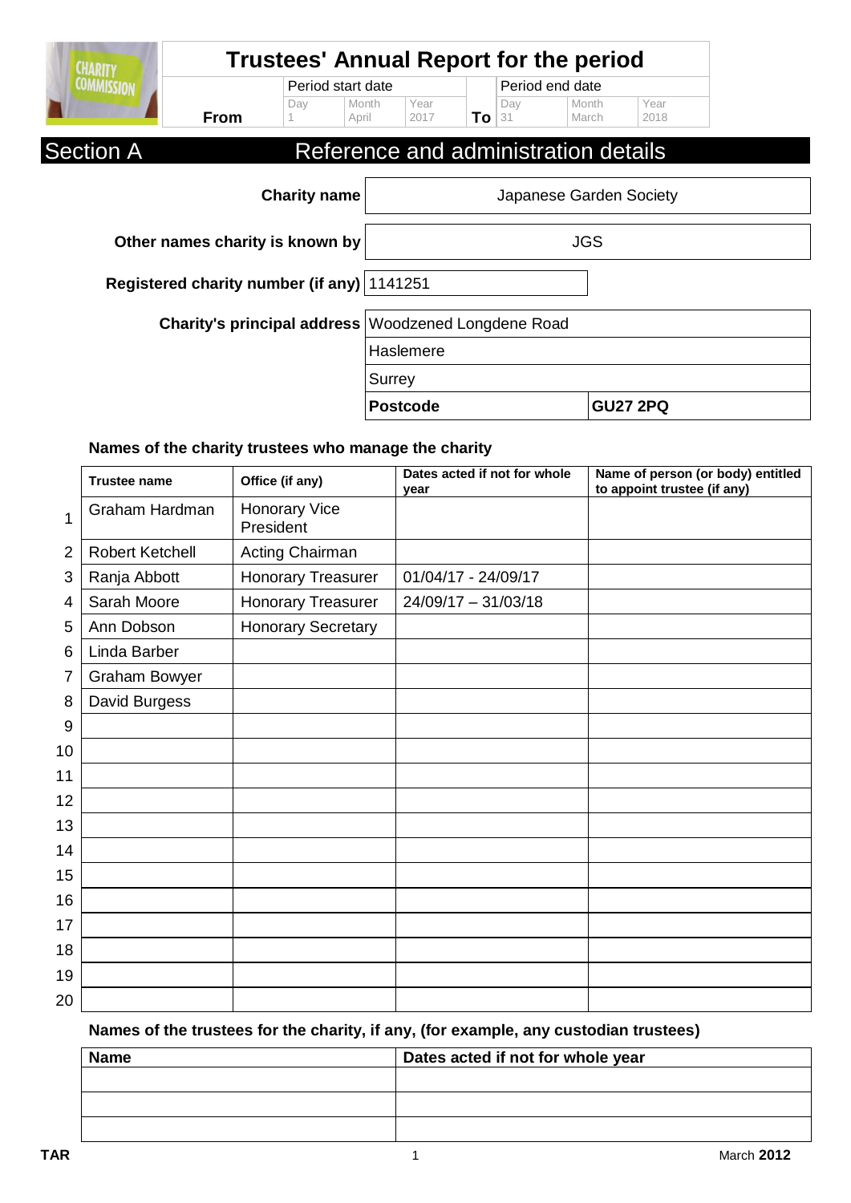# Trustees' Annual Report for the period

| | Period start date | | | | Period end date | | |
|---|---|---|---|---|---|---|---|
| | Day | Month | Year | | Day | Month | Year |
| **From** | 1 | April | 2017 | **To** | 31 | March | 2018 |

## Section A Reference and administration details

| | |
|---|---|
| **Charity name** | Japanese Garden Society |
| **Other names charity is known by** | JGS |
| **Registered charity number (if any)** | 1141251 |
| **Charity's principal address** | Woodzened Longdene Road |
| | Haslemere |
| | Surrey |
| | **Postcode** **GU27 2PQ** |

### Names of the charity trustees who manage the charity

| | Trustee name | Office (if any) | Dates acted if not for whole year | Name of person (or body) entitled to appoint trustee (if any) |
|---|---|---|---|---|
| 1 | Graham Hardman | Honorary Vice President | | |
| 2 | Robert Ketchell | Acting Chairman | | |
| 3 | Ranja Abbott | Honorary Treasurer | 01/04/17 - 24/09/17 | |
| 4 | Sarah Moore | Honorary Treasurer | 24/09/17 – 31/03/18 | |
| 5 | Ann Dobson | Honorary Secretary | | |
| 6 | Linda Barber | | | |
| 7 | Graham Bowyer | | | |
| 8 | David Burgess | | | |
| 9 | | | | |
| 10 | | | | |
| 11 | | | | |
| 12 | | | | |
| 13 | | | | |
| 14 | | | | |
| 15 | | | | |
| 16 | | | | |
| 17 | | | | |
| 18 | | | | |
| 19 | | | | |
| 20 | | | | |

### Names of the trustees for the charity, if any, (for example, any custodian trustees)

| Name | Dates acted if not for whole year |
|---|---|
| | |
| | |
| | |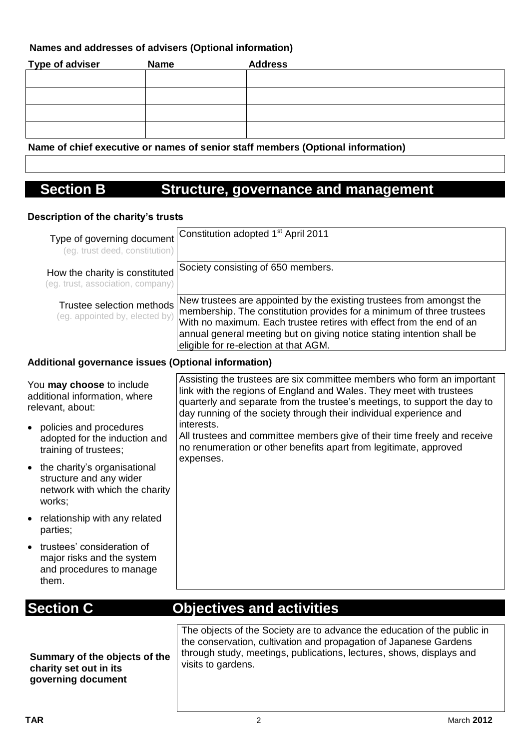**Names and addresses of advisers (Optional information)**

| Type of adviser | Name | Address |
| --- | --- | --- |
| | | |
| | | |
| | | |
| | | |

**Name of chief executive or names of senior staff members (Optional information)**

| |
| --- |
| |

## Section B Structure, governance and management

**Description of the charity's trusts**

| | |
| --- | --- |
| Type of governing document (eg. trust deed, constitution) | Constitution adopted 1st April 2011 |
| How the charity is constituted (eg. trust, association, company) | Society consisting of 650 members. |
| Trustee selection methods (eg. appointed by, elected by) | New trustees are appointed by the existing trustees from amongst the membership. The constitution provides for a minimum of three trustees With no maximum. Each trustee retires with effect from the end of an annual general meeting but on giving notice stating intention shall be eligible for re-election at that AGM. |

**Additional governance issues (Optional information)**

| | |
| --- | --- |
| You **may choose** to include additional information, where relevant, about:<br>• policies and procedures adopted for the induction and training of trustees;<br>• the charity's organisational structure and any wider network with which the charity works;<br>• relationship with any related parties;<br>• trustees' consideration of major risks and the system and procedures to manage them. | Assisting the trustees are six committee members who form an important link with the regions of England and Wales. They meet with trustees quarterly and separate from the trustee's meetings, to support the day to day running of the society through their individual experience and interests.<br>All trustees and committee members give of their time freely and receive no renumeration or other benefits apart from legitimate, approved expenses. |

## Section C Objectives and activities

| | |
| --- | --- |
| **Summary of the objects of the charity set out in its governing document** | The objects of the Society are to advance the education of the public in the conservation, cultivation and propagation of Japanese Gardens through study, meetings, publications, lectures, shows, displays and visits to gardens. |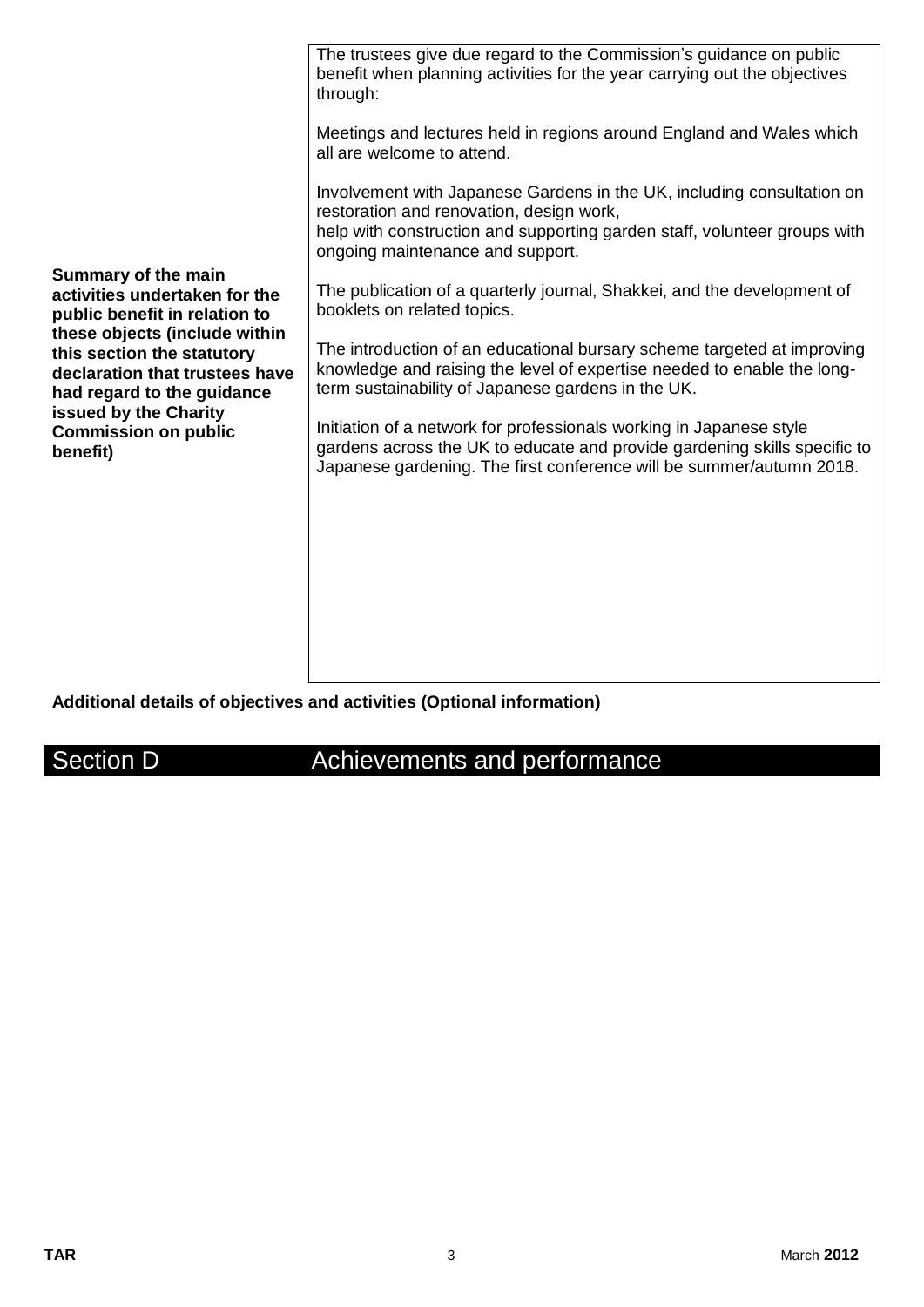| | |
|---|---|
| **Summary of the main activities undertaken for the public benefit in relation to these objects (include within this section the statutory declaration that trustees have had regard to the guidance issued by the Charity Commission on public benefit)** | The trustees give due regard to the Commission's guidance on public benefit when planning activities for the year carrying out the objectives through:<br><br>Meetings and lectures held in regions around England and Wales which all are welcome to attend.<br><br>Involvement with Japanese Gardens in the UK, including consultation on restoration and renovation, design work,<br>help with construction and supporting garden staff, volunteer groups with ongoing maintenance and support.<br><br>The publication of a quarterly journal, Shakkei, and the development of booklets on related topics.<br><br>The introduction of an educational bursary scheme targeted at improving knowledge and raising the level of expertise needed to enable the long-term sustainability of Japanese gardens in the UK.<br><br>Initiation of a network for professionals working in Japanese style gardens across the UK to educate and provide gardening skills specific to Japanese gardening. The first conference will be summer/autumn 2018. |

**Additional details of objectives and activities (Optional information)**

## Section D Achievements and performance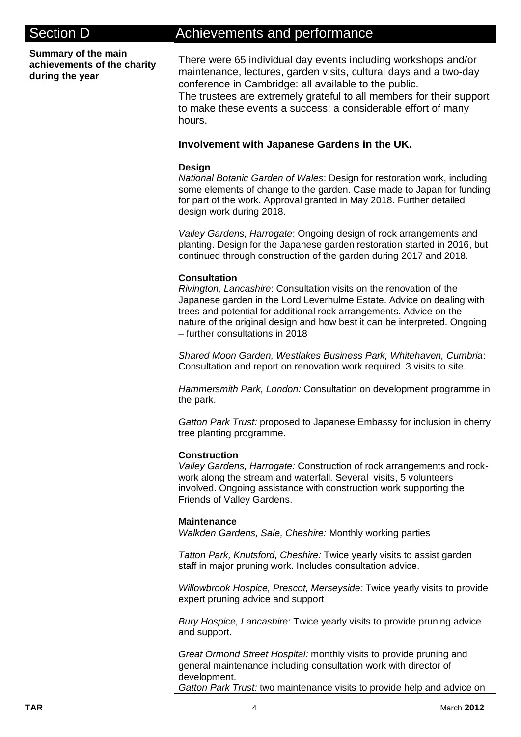## Section D — Achievements and performance

**Summary of the main achievements of the charity during the year**

There were 65 individual day events including workshops and/or maintenance, lectures, garden visits, cultural days and a two-day conference in Cambridge: all available to the public.
The trustees are extremely grateful to all members for their support to make these events a success: a considerable effort of many hours.

### Involvement with Japanese Gardens in the UK.

**Design**
*National Botanic Garden of Wales*: Design for restoration work, including some elements of change to the garden. Case made to Japan for funding for part of the work. Approval granted in May 2018. Further detailed design work during 2018.

*Valley Gardens, Harrogate*: Ongoing design of rock arrangements and planting. Design for the Japanese garden restoration started in 2016, but continued through construction of the garden during 2017 and 2018.

**Consultation**
*Rivington, Lancashire*: Consultation visits on the renovation of the Japanese garden in the Lord Leverhulme Estate. Advice on dealing with trees and potential for additional rock arrangements. Advice on the nature of the original design and how best it can be interpreted. Ongoing – further consultations in 2018

*Shared Moon Garden, Westlakes Business Park, Whitehaven, Cumbria*: Consultation and report on renovation work required. 3 visits to site.

*Hammersmith Park, London:* Consultation on development programme in the park.

*Gatton Park Trust:* proposed to Japanese Embassy for inclusion in cherry tree planting programme.

**Construction**
*Valley Gardens, Harrogate:* Construction of rock arrangements and rock-work along the stream and waterfall. Several visits, 5 volunteers involved. Ongoing assistance with construction work supporting the Friends of Valley Gardens.

**Maintenance**
*Walkden Gardens, Sale, Cheshire:* Monthly working parties

*Tatton Park, Knutsford, Cheshire:* Twice yearly visits to assist garden staff in major pruning work. Includes consultation advice.

*Willowbrook Hospice, Prescot, Merseyside:* Twice yearly visits to provide expert pruning advice and support

*Bury Hospice, Lancashire:* Twice yearly visits to provide pruning advice and support.

*Great Ormond Street Hospital:* monthly visits to provide pruning and general maintenance including consultation work with director of development.
*Gatton Park Trust:* two maintenance visits to provide help and advice on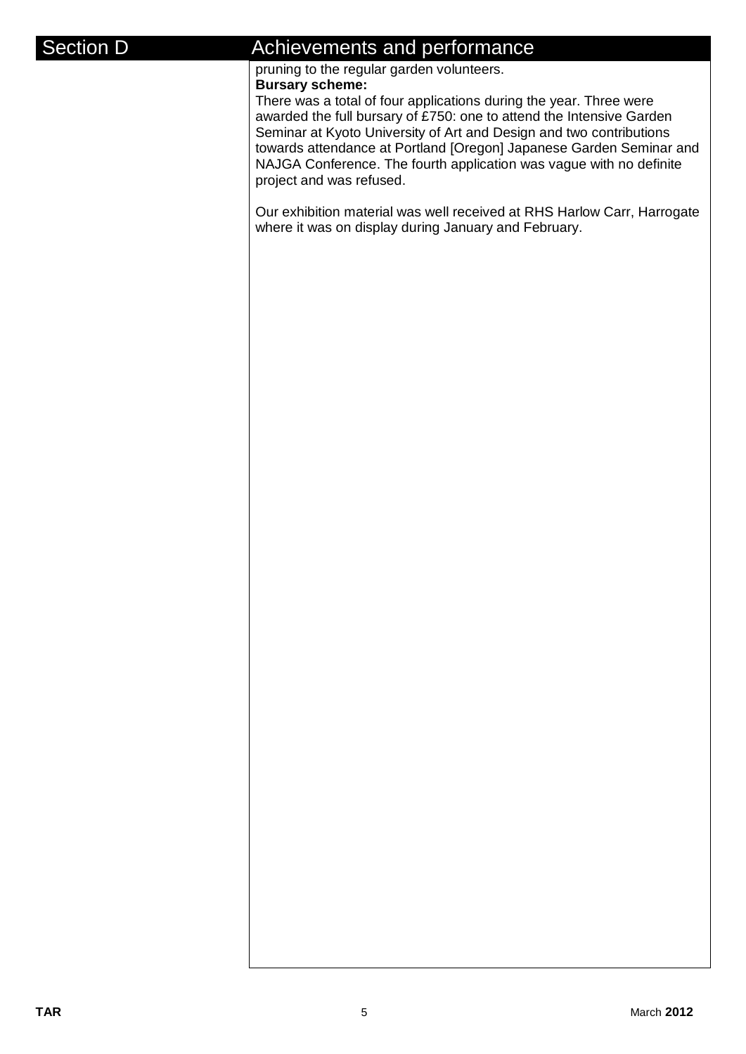## Section D Achievements and performance

pruning to the regular garden volunteers.

**Bursary scheme:**

There was a total of four applications during the year. Three were awarded the full bursary of £750: one to attend the Intensive Garden Seminar at Kyoto University of Art and Design and two contributions towards attendance at Portland [Oregon] Japanese Garden Seminar and NAJGA Conference. The fourth application was vague with no definite project and was refused.

Our exhibition material was well received at RHS Harlow Carr, Harrogate where it was on display during January and February.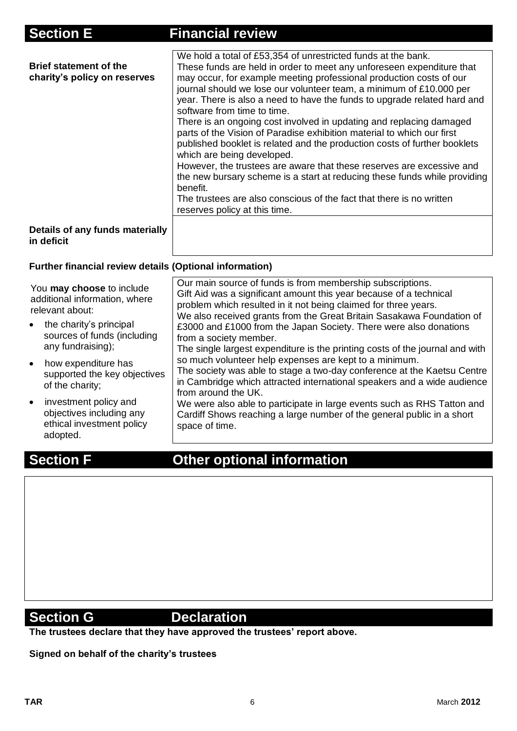## Section E Financial review

| | |
|---|---|
| **Brief statement of the charity's policy on reserves** | We hold a total of £53,354 of unrestricted funds at the bank. These funds are held in order to meet any unforeseen expenditure that may occur, for example meeting professional production costs of our journal should we lose our volunteer team, a minimum of £10.000 per year. There is also a need to have the funds to upgrade related hard and software from time to time. There is an ongoing cost involved in updating and replacing damaged parts of the Vision of Paradise exhibition material to which our first published booklet is related and the production costs of further booklets which are being developed. However, the trustees are aware that these reserves are excessive and the new bursary scheme is a start at reducing these funds while providing benefit. The trustees are also conscious of the fact that there is no written reserves policy at this time. |
| **Details of any funds materially in deficit** | |

**Further financial review details (Optional information)**

| | |
|---|---|
| You **may choose** to include additional information, where relevant about: <br>• the charity's principal sources of funds (including any fundraising); <br>• how expenditure has supported the key objectives of the charity; <br>• investment policy and objectives including any ethical investment policy adopted. | Our main source of funds is from membership subscriptions. Gift Aid was a significant amount this year because of a technical problem which resulted in it not being claimed for three years. We also received grants from the Great Britain Sasakawa Foundation of £3000 and £1000 from the Japan Society. There were also donations from a society member. The single largest expenditure is the printing costs of the journal and with so much volunteer help expenses are kept to a minimum. The society was able to stage a two-day conference at the Kaetsu Centre in Cambridge which attracted international speakers and a wide audience from around the UK. We were also able to participate in large events such as RHS Tatton and Cardiff Shows reaching a large number of the general public in a short space of time. |

## Section F Other optional information

## Section G Declaration

**The trustees declare that they have approved the trustees' report above.**

**Signed on behalf of the charity's trustees**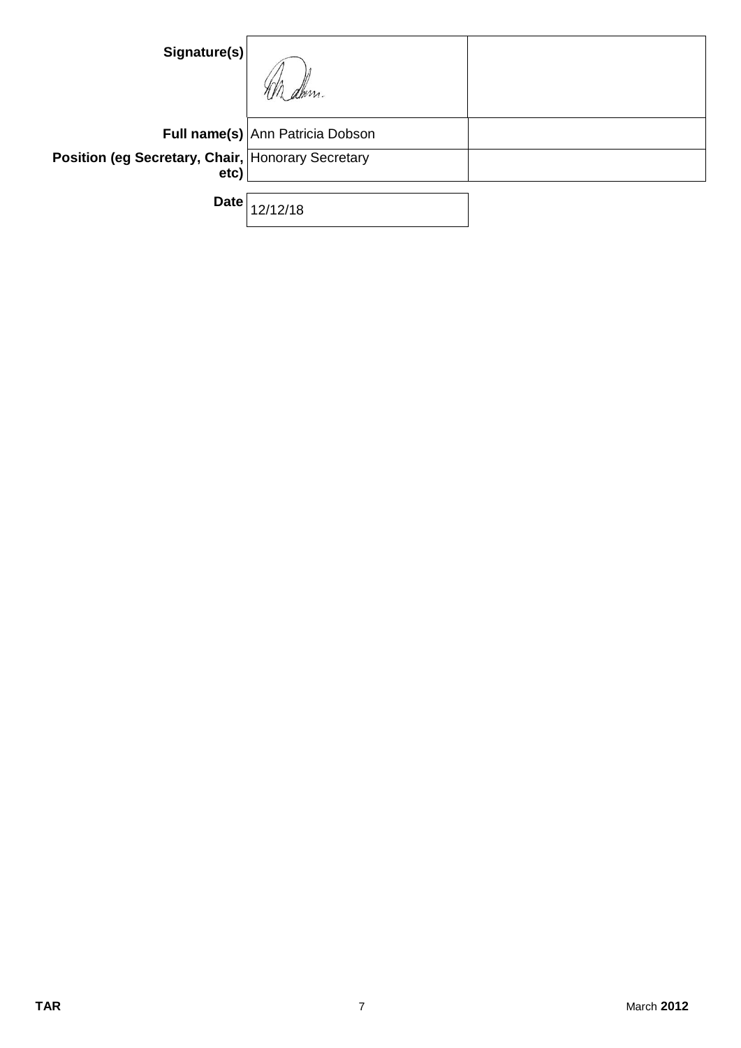| | | |
|---|---|---|
| **Signature(s)** | | |
| **Full name(s)** | Ann Patricia Dobson | |
| **Position (eg Secretary, Chair, etc)** | Honorary Secretary | |
| **Date** | 12/12/18 | |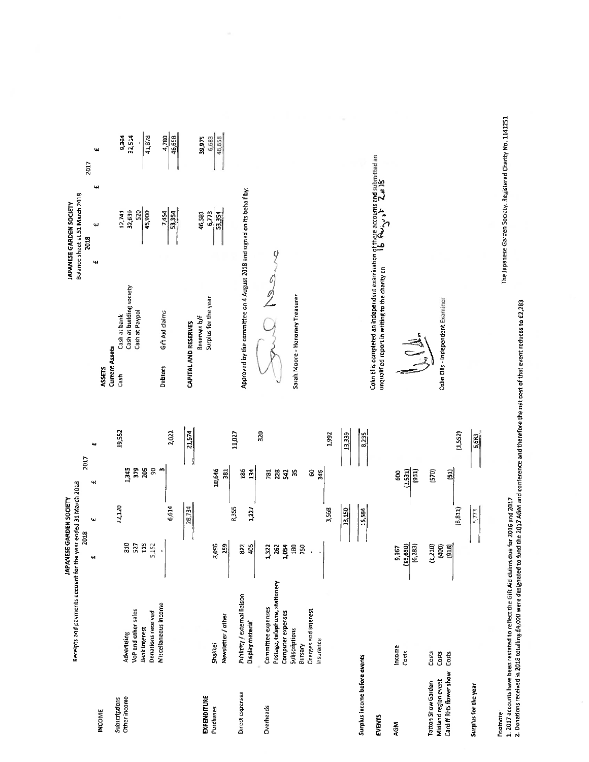# JAPANESE GARDEN SOCIETY

## Receipts and payments account for the year ended 31 March 2018

| | | 2018 £ | 2018 £ | 2018 £ | 2017 £ | 2017 £ |
|---|---|---|---|---|---|---|
| **INCOME** | | | | | | |
| Subscriptions | | | 22,120 | | | 19,552 |
| Other income | Advertising | 810 | | | 1,345 | |
| | VoP and other sales | 527 | | | 379 | |
| | Bank interest | 125 | | | 205 | |
| | Donations received | 5,152 | | | 90 | |
| | Miscellaneous income | - | | | 3 | |
| | | | 6,614 | | | 2,022 |
| | | | 28,734 | | | 21,574 |
| **EXPENDITURE** | | | | | | |
| Purchases | Shakkei | 8,096 | | | 10,646 | |
| | Newsletter / other | 259 | | | 381 | |
| | | | 8,355 | | | 11,027 |
| Direct expenses | Publicity / external liaison | 822 | | | 186 | |
| | Display material | 405 | | | 134 | |
| | | | 1,227 | | | 320 |
| Overheads | Committee expenses | 1,322 | | | 781 | |
| | Postage, telephone, stationery | 262 | | | 228 | |
| | Computer expenses | 1,054 | | | 542 | |
| | Subscriptions | 180 | | | 35 | |
| | Bursary | 750 | | | | |
| | Charges and interest | - | | | 60 | |
| | Insurance | - | | | 346 | |
| | | | 3,568 | | | 1,992 |
| | | | 13,150 | | | 13,339 |
| Surplus income before events | | | 15,584 | | | 8,235 |
| **EVENTS** | | | | | | |
| AGM | Income | 9,367 | | | 600 | |
| | Costs | (15,650) | | | (1,531) | |
| | | (6,283) | | | (931) | |
| Tatton Show Garden | Costs | (1,210) | | | (570) | |
| Midland region event | Costs | (400) | | | | |
| Cardiff RHS flower show | Costs | (918) | | | (51) | |
| | | | (8,811) | | | (1,552) |
| Surplus for the year | | | 6,773 | | | 6,683 |

Footnote:

1. 2017 accounts have been restated to reflect the Gift Aid claims due for 2016 and 2017
2. Donations received in 2018 totalling £4,000 were designated to fund the 2017 AGM and conference and therefore the net cost of that event reduces to £2,283

# JAPANESE GARDEN SOCIETY

## Balance sheet at 31 March 2018

| | | 2018 £ | 2018 £ | 2017 £ | 2017 £ |
|---|---|---|---|---|---|
| **ASSETS** | | | | | |
| **Current Assets** | | | | | |
| Cash | Cash at bank | | 12,741 | | 9,364 |
| | Cash at building society | | 32,639 | | 32,514 |
| | Cash at Paypal | | 520 | | - |
| | | | 45,900 | | 41,878 |
| Debtors | Gift Aid claims | | 7,454 | | 4,780 |
| | | | 53,354 | | 46,658 |
| **CAPITAL AND RESERVES** | | | | | |
| | Reserves b/f | | 46,581 | | 39,975 |
| | Surplus for the year | | 6,773 | | 6,683 |
| | | | 53,354 | | 46,658 |

Approved by the committee on 4 August 2018 and signed on its behalf by:

Sarah Moore - Honorary Treasurer

Colin Ellis completed an independent examination of these accounts and submitted an unqualified report in writing to the charity on 16 August 2018

Colin Ellis - Independent Examiner

The Japanese Garden Society. Registered Charity No. 1141251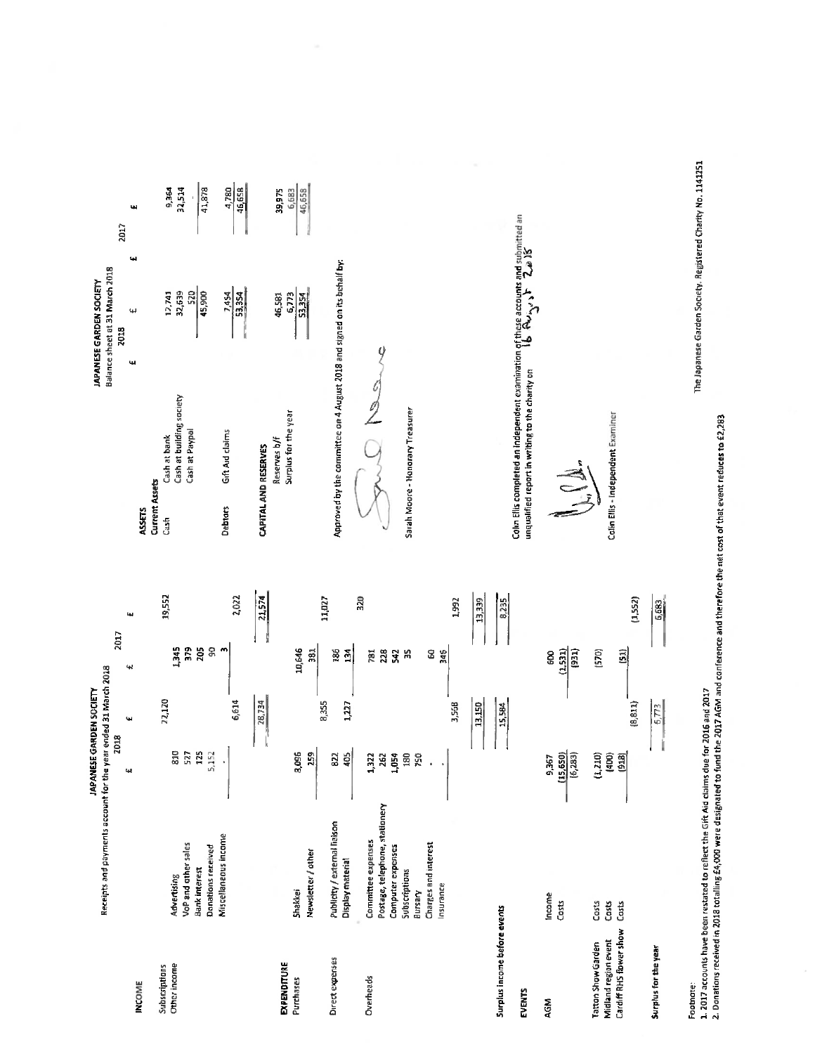# JAPANESE GARDEN SOCIETY

## Receipts and payments account for the year ended 31 March 2018

| | | 2018 £ | 2018 £ | 2017 £ | 2017 £ |
|---|---|---|---|---|---|
| **INCOME** | | | | | |
| Subscriptions | | | 22,120 | | 19,552 |
| Other income | Advertising | 810 | | 1,345 | |
| | VoP and other sales | 527 | | 379 | |
| | Bank interest | 125 | | 205 | |
| | Donations received | 5,152 | | 90 | |
| | Miscellaneous income | - | | 3 | |
| | | | 6,614 | | 2,022 |
| | | | 28,734 | | 21,574 |
| **EXPENDITURE** | | | | | |
| Purchases | Shakkei | 8,096 | | 10,646 | |
| | Newsletter / other | 259 | | 381 | |
| | | | 8,355 | | 11,027 |
| Direct expenses | Publicity / external liaison | 822 | | 186 | |
| | Display material | 405 | | 134 | |
| | | | 1,227 | | 320 |
| Overheads | Committee expenses | 1,322 | | 781 | |
| | Postage, telephone, stationery | 262 | | 228 | |
| | Computer expenses | 1,054 | | 542 | |
| | Subscriptions | 180 | | 35 | |
| | Bursary | 750 | | | |
| | Charges and interest | - | | 60 | |
| | Insurance | - | | 346 | |
| | | | 3,568 | | 1,992 |
| | | | 13,150 | | 13,339 |
| **Surplus income before events** | | | 15,584 | | 8,235 |
| **EVENTS** | | | | | |
| AGM | Income | 9,367 | | 600 | |
| | Costs | (15,650) | | (1,531) | |
| | | (6,283) | | (931) | |
| Tatton Show Garden | Costs | (1,210) | | (570) | |
| Midland region event | Costs | (400) | | | |
| Cardiff RHS flower show | Costs | (918) | | (51) | |
| | | | (8,811) | | (1,552) |
| **Surplus for the year** | | | 6,773 | | 6,683 |

Footnote:
1. 2017 accounts have been restated to reflect the Gift Aid claims due for 2016 and 2017
2. Donations received in 2018 totalling £4,000 were designated to fund the 2017 AGM and conference and therefore the net cost of that event reduces to £2,283

# JAPANESE GARDEN SOCIETY

## Balance sheet at 31 March 2018

| | | 2018 £ | 2018 £ | 2017 £ | 2017 £ |
|---|---|---|---|---|---|
| **ASSETS** | | | | | |
| **Current Assets** | | | | | |
| Cash | Cash at bank | | 12,741 | | 9,364 |
| | Cash at building society | | 32,639 | | 32,514 |
| | Cash at Paypal | | 520 | | - |
| | | | 45,900 | | 41,878 |
| Debtors | Gift Aid claims | | 7,494 | | 4,780 |
| | | | 53,354 | | 46,658 |
| **CAPITAL AND RESERVES** | | | | | |
| | Reserves b/f | | 46,581 | | 39,975 |
| | Surplus for the year | | 6,773 | | 6,683 |
| | | | 53,354 | | 46,658 |

Approved by the committee on 4 August 2018 and signed on its behalf by:

Sarah Moore - Honorary Treasurer

Colin Ellis completed an independent examination of these accounts and submitted an unqualified report in writing to the charity on 16 August 2018

Colin Ellis - Independent Examiner